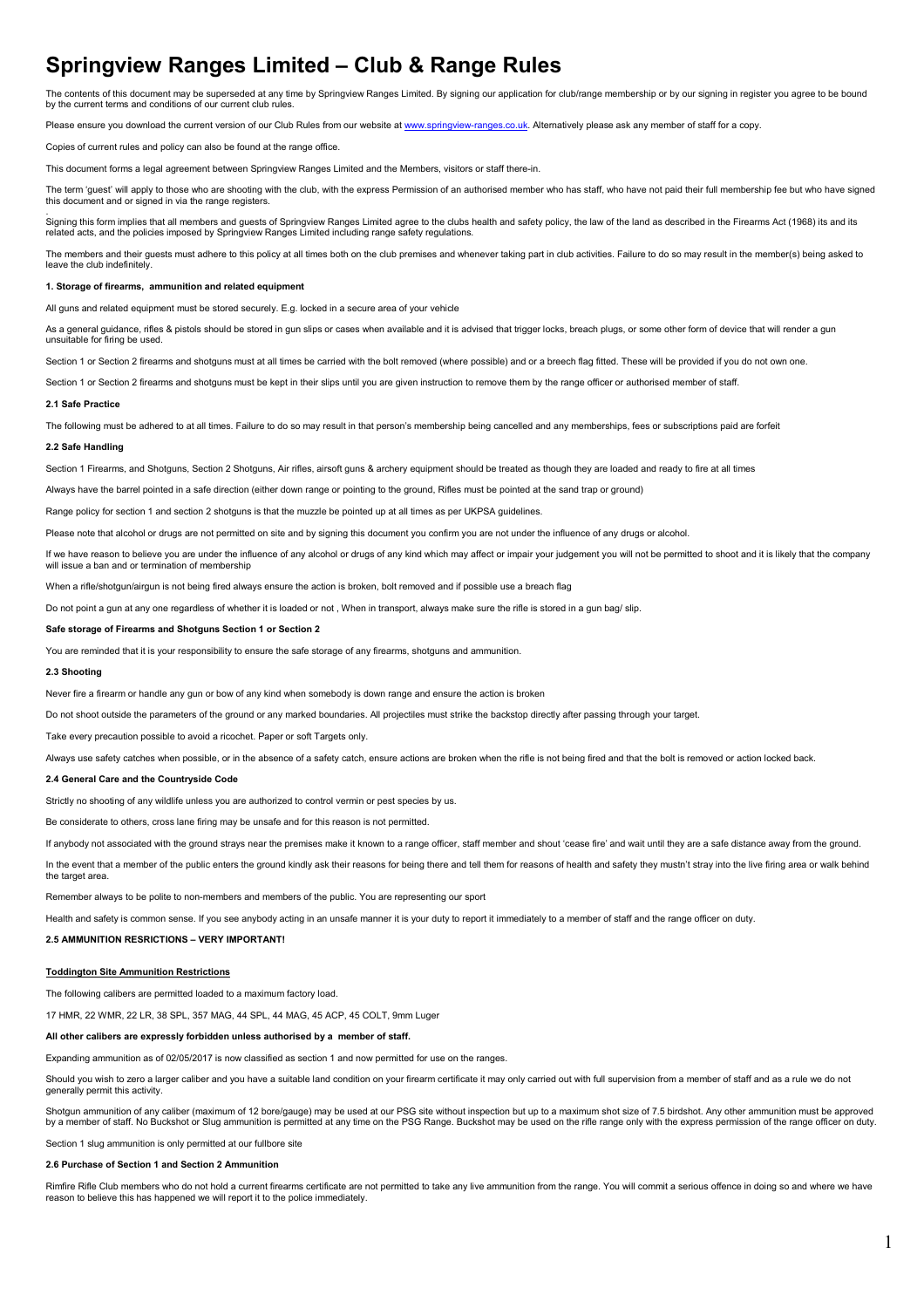# Springview Ranges Limited – Club & Range Rules

The contents of this document may be superseded at any time by Springview Ranges Limited. By signing our application for club/range membership or by our signing in register you agree to be bound by the current terms and conditions of our current club rules.

Please ensure you download the current version of our Club Rules from our website at www.springview-ranges.co.uk. Alternatively please ask any member of staff for a copy.

Copies of current rules and policy can also be found at the range office.

This document forms a legal agreement between Springview Ranges Limited and the Members, visitors or staff there-in.

The term 'guest' will apply to those who are shooting with the club, with the express Permission of an authorised member who has staff, who have not paid their full membership fee but who have signed this document and or signed in via the range registers.

.
Signing this form implies that all members and guests of Springview Ranges Limited agree to the clubs health and safety policy, the law of the land as described in the Firearms Act (1968) its and its related acts, and the policies imposed by Springview Ranges Limited including range safety regulations.

The members and their guests must adhere to this policy at all times both on the club premises and whenever taking part in club activities. Failure to do so may result in the member(s) being asked to leave the club indefinitely.

**1. Storage of firearms, ammunition and related equipment**

All guns and related equipment must be stored securely. E.g. locked in a secure area of your vehicle

As a general guidance, rifles & pistols should be stored in gun slips or cases when available and it is advised that trigger locks, breach plugs, or some other form of device that will render a gun unsuitable for firing be used.

Section 1 or Section 2 firearms and shotguns must at all times be carried with the bolt removed (where possible) and or a breech flag fitted. These will be provided if you do not own one.

Section 1 or Section 2 firearms and shotguns must be kept in their slips until you are given instruction to remove them by the range officer or authorised member of staff.

**2.1 Safe Practice**

The following must be adhered to at all times. Failure to do so may result in that person's membership being cancelled and any memberships, fees or subscriptions paid are forfeit

**2.2 Safe Handling**

Section 1 Firearms, and Shotguns, Section 2 Shotguns, Air rifles, airsoft guns & archery equipment should be treated as though they are loaded and ready to fire at all times

Always have the barrel pointed in a safe direction (either down range or pointing to the ground, Rifles must be pointed at the sand trap or ground)

Range policy for section 1 and section 2 shotguns is that the muzzle be pointed up at all times as per UKPSA guidelines.

Please note that alcohol or drugs are not permitted on site and by signing this document you confirm you are not under the influence of any drugs or alcohol.

If we have reason to believe you are under the influence of any alcohol or drugs of any kind which may affect or impair your judgement you will not be permitted to shoot and it is likely that the company will issue a ban and or termination of membership

When a rifle/shotgun/airgun is not being fired always ensure the action is broken, bolt removed and if possible use a breach flag

Do not point a gun at any one regardless of whether it is loaded or not , When in transport, always make sure the rifle is stored in a gun bag/ slip.

**Safe storage of Firearms and Shotguns Section 1 or Section 2**

You are reminded that it is your responsibility to ensure the safe storage of any firearms, shotguns and ammunition.

**2.3 Shooting**

Never fire a firearm or handle any gun or bow of any kind when somebody is down range and ensure the action is broken

Do not shoot outside the parameters of the ground or any marked boundaries. All projectiles must strike the backstop directly after passing through your target.

Take every precaution possible to avoid a ricochet. Paper or soft Targets only.

Always use safety catches when possible, or in the absence of a safety catch, ensure actions are broken when the rifle is not being fired and that the bolt is removed or action locked back.

**2.4 General Care and the Countryside Code**

Strictly no shooting of any wildlife unless you are authorized to control vermin or pest species by us.

Be considerate to others, cross lane firing may be unsafe and for this reason is not permitted.

If anybody not associated with the ground strays near the premises make it known to a range officer, staff member and shout 'cease fire' and wait until they are a safe distance away from the ground.

In the event that a member of the public enters the ground kindly ask their reasons for being there and tell them for reasons of health and safety they mustn't stray into the live firing area or walk behind the target area.

Remember always to be polite to non-members and members of the public. You are representing our sport

Health and safety is common sense. If you see anybody acting in an unsafe manner it is your duty to report it immediately to a member of staff and the range officer on duty.

**2.5 AMMUNITION RESRICTIONS – VERY IMPORTANT!**

**Toddington Site Ammunition Restrictions**

The following calibers are permitted loaded to a maximum factory load.

17 HMR, 22 WMR, 22 LR, 38 SPL, 357 MAG, 44 SPL, 44 MAG, 45 ACP, 45 COLT, 9mm Luger

**All other calibers are expressly forbidden unless authorised by a member of staff.**

Expanding ammunition as of 02/05/2017 is now classified as section 1 and now permitted for use on the ranges.

Should you wish to zero a larger caliber and you have a suitable land condition on your firearm certificate it may only carried out with full supervision from a member of staff and as a rule we do not generally permit this activity.

Shotgun ammunition of any caliber (maximum of 12 bore/gauge) may be used at our PSG site without inspection but up to a maximum shot size of 7.5 birdshot. Any other ammunition must be approved by a member of staff. No Buckshot or Slug ammunition is permitted at any time on the PSG Range. Buckshot may be used on the rifle range only with the express permission of the range officer on duty.

Section 1 slug ammunition is only permitted at our fullbore site

**2.6 Purchase of Section 1 and Section 2 Ammunition**

Rimfire Rifle Club members who do not hold a current firearms certificate are not permitted to take any live ammunition from the range. You will commit a serious offence in doing so and where we have reason to believe this has happened we will report it to the police immediately.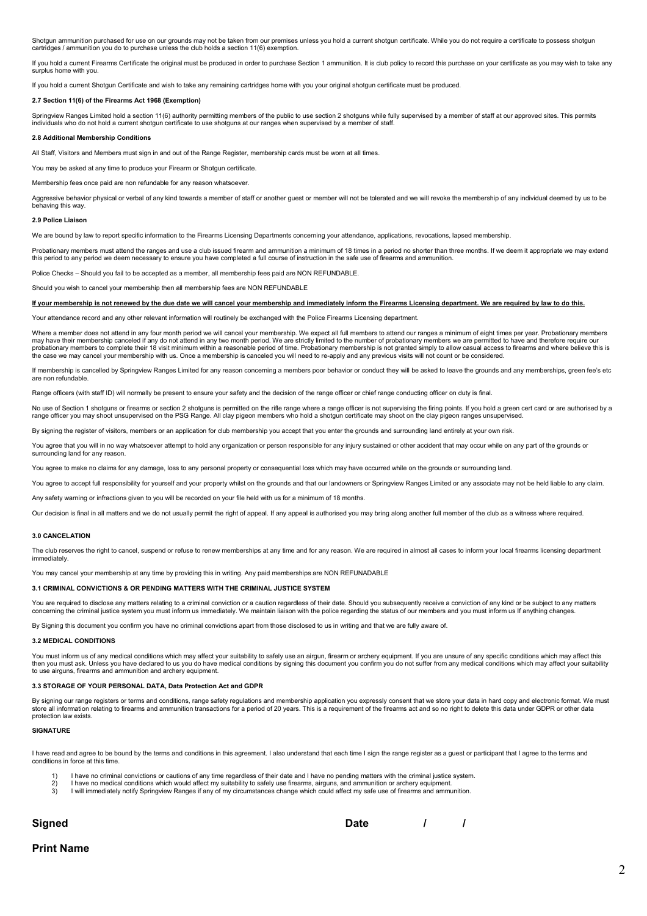Shotgun ammunition purchased for use on our grounds may not be taken from our premises unless you hold a current shotgun certificate. While you do not require a certificate to possess shotgun cartridges / ammunition you do to purchase unless the club holds a section 11(6) exemption.

If you hold a current Firearms Certificate the original must be produced in order to purchase Section 1 ammunition. It is club policy to record this purchase on your certificate as you may wish to take any surplus home with you.

If you hold a current Shotgun Certificate and wish to take any remaining cartridges home with you your original shotgun certificate must be produced.

#### 2.7 Section 11(6) of the Firearms Act 1968 (Exemption)

Springview Ranges Limited hold a section 11(6) authority permitting members of the public to use section 2 shotguns while fully supervised by a member of staff at our approved sites. This permits individuals who do not hold a current shotgun certificate to use shotguns at our ranges when supervised by a member of staff.

#### 2.8 Additional Membership Conditions

All Staff, Visitors and Members must sign in and out of the Range Register, membership cards must be worn at all times.

You may be asked at any time to produce your Firearm or Shotgun certificate.

Membership fees once paid are non refundable for any reason whatsoever.

Aggressive behavior physical or verbal of any kind towards a member of staff or another guest or member will not be tolerated and we will revoke the membership of any individual deemed by us to be behaving this way.

#### 2.9 Police Liaison

We are bound by law to report specific information to the Firearms Licensing Departments concerning your attendance, applications, revocations, lapsed membership.

Probationary members must attend the ranges and use a club issued firearm and ammunition a minimum of 18 times in a period no shorter than three months. If we deem it appropriate we may extend this period to any period we deem necessary to ensure you have completed a full course of instruction in the safe use of firearms and ammunition.

Police Checks – Should you fail to be accepted as a member, all membership fees paid are NON REFUNDABLE.

Should you wish to cancel your membership then all membership fees are NON REFUNDABLE

**<u>If your membership is not renewed by the due date we will cancel your membership and immediately inform the Firearms Licensing department. We are required by law to do this.</u>**

Your attendance record and any other relevant information will routinely be exchanged with the Police Firearms Licensing department.

Where a member does not attend in any four month period we will cancel your membership. We expect all full members to attend our ranges a minimum of eight times per year. Probationary members may have their membership canceled if any do not attend in any two month period. We are strictly limited to the number of probationary members we are permitted to have and therefore require our probationary members to complete their 18 visit minimum within a reasonable period of time. Probationary membership is not granted simply to allow casual access to firearms and where believe this is the case we may cancel your membership with us. Once a membership is canceled you will need to re-apply and any previous visits will not count or be considered.

If membership is cancelled by Springview Ranges Limited for any reason concerning a members poor behavior or conduct they will be asked to leave the grounds and any memberships, green fee's etc are non refundable.

Range officers (with staff ID) will normally be present to ensure your safety and the decision of the range officer or chief range conducting officer on duty is final.

No use of Section 1 shotguns or firearms or section 2 shotguns is permitted on the rifle range where a range officer is not supervising the firing points. If you hold a green cert card or are authorised by a range officer you may shoot unsupervised on the PSG Range. All clay pigeon members who hold a shotgun certificate may shoot on the clay pigeon ranges unsupervised.

By signing the register of visitors, members or an application for club membership you accept that you enter the grounds and surrounding land entirely at your own risk.

You agree that you will in no way whatsoever attempt to hold any organization or person responsible for any injury sustained or other accident that may occur while on any part of the grounds or surrounding land for any reason.

You agree to make no claims for any damage, loss to any personal property or consequential loss which may have occurred while on the grounds or surrounding land.

You agree to accept full responsibility for yourself and your property whilst on the grounds and that our landowners or Springview Ranges Limited or any associate may not be held liable to any claim.

Any safety warning or infractions given to you will be recorded on your file held with us for a minimum of 18 months.

Our decision is final in all matters and we do not usually permit the right of appeal. If any appeal is authorised you may bring along another full member of the club as a witness where required.

#### 3.0 CANCELATION

The club reserves the right to cancel, suspend or refuse to renew memberships at any time and for any reason. We are required in almost all cases to inform your local firearms licensing department immediately.

You may cancel your membership at any time by providing this in writing. Any paid memberships are NON REFUNADABLE

#### 3.1 CRIMINAL CONVICTIONS & OR PENDING MATTERS WITH THE CRIMINAL JUSTICE SYSTEM

You are required to disclose any matters relating to a criminal conviction or a caution regardless of their date. Should you subsequently receive a conviction of any kind or be subject to any matters concerning the criminal justice system you must inform us immediately. We maintain liaison with the police regarding the status of our members and you must inform us If anything changes.

By Signing this document you confirm you have no criminal convictions apart from those disclosed to us in writing and that we are fully aware of.

#### 3.2 MEDICAL CONDITIONS

You must inform us of any medical conditions which may affect your suitability to safely use an airgun, firearm or archery equipment. If you are unsure of any specific conditions which may affect this then you must ask. Unless you have declared to us you do have medical conditions by signing this document you confirm you do not suffer from any medical conditions which may affect your suitability to use airguns, firearms and ammunition and archery equipment.

#### 3.3 STORAGE OF YOUR PERSONAL DATA, Data Protection Act and GDPR

By signing our range registers or terms and conditions, range safety regulations and membership application you expressly consent that we store your data in hard copy and electronic format. We must store all information relating to firearms and ammunition transactions for a period of 20 years. This is a requirement of the firearms act and so no right to delete this data under GDPR or other data protection law exists.

#### SIGNATURE

I have read and agree to be bound by the terms and conditions in this agreement. I also understand that each time I sign the range register as a guest or participant that I agree to the terms and conditions in force at this time.

1) I have no criminal convictions or cautions of any time regardless of their date and I have no pending matters with the criminal justice system.
2) I have no medical conditions which would affect my suitability to safely use firearms, airguns, and ammunition or archery equipment.
3) I will immediately notify Springview Ranges if any of my circumstances change which could affect my safe use of firearms and ammunition.

**Signed** **Date / /**

**Print Name**